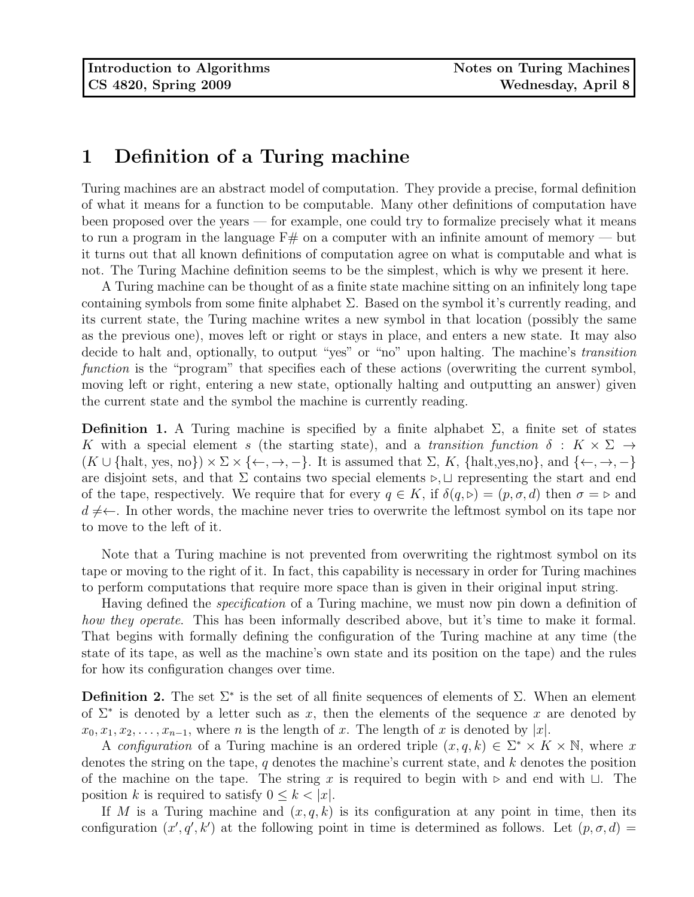| Introduction to Algorithms | Notes on Turing Machines |
| --- | --- |
| CS 4820, Spring 2009 | Wednesday, April 8 |

# 1 Definition of a Turing machine

Turing machines are an abstract model of computation. They provide a precise, formal definition of what it means for a function to be computable. Many other definitions of computation have been proposed over the years — for example, one could try to formalize precisely what it means to run a program in the language F# on a computer with an infinite amount of memory — but it turns out that all known definitions of computation agree on what is computable and what is not. The Turing Machine definition seems to be the simplest, which is why we present it here.

A Turing machine can be thought of as a finite state machine sitting on an infinitely long tape containing symbols from some finite alphabet $\Sigma$. Based on the symbol it's currently reading, and its current state, the Turing machine writes a new symbol in that location (possibly the same as the previous one), moves left or right or stays in place, and enters a new state. It may also decide to halt and, optionally, to output "yes" or "no" upon halting. The machine's *transition function* is the "program" that specifies each of these actions (overwriting the current symbol, moving left or right, entering a new state, optionally halting and outputting an answer) given the current state and the symbol the machine is currently reading.

**Definition 1.** A Turing machine is specified by a finite alphabet $\Sigma$, a finite set of states $K$ with a special element $s$ (the starting state), and a *transition function* $\delta : K \times \Sigma \rightarrow (K \cup \{\text{halt, yes, no}\}) \times \Sigma \times \{\leftarrow, \rightarrow, -\}$. It is assumed that $\Sigma$, $K$, $\{\text{halt,yes,no}\}$, and $\{\leftarrow, \rightarrow, -\}$ are disjoint sets, and that $\Sigma$ contains two special elements $\triangleright, \sqcup$ representing the start and end of the tape, respectively. We require that for every $q \in K$, if $\delta(q, \triangleright) = (p, \sigma, d)$ then $\sigma = \triangleright$ and $d \neq \leftarrow$. In other words, the machine never tries to overwrite the leftmost symbol on its tape nor to move to the left of it.

Note that a Turing machine is not prevented from overwriting the rightmost symbol on its tape or moving to the right of it. In fact, this capability is necessary in order for Turing machines to perform computations that require more space than is given in their original input string.

Having defined the *specification* of a Turing machine, we must now pin down a definition of *how they operate*. This has been informally described above, but it's time to make it formal. That begins with formally defining the configuration of the Turing machine at any time (the state of its tape, as well as the machine's own state and its position on the tape) and the rules for how its configuration changes over time.

**Definition 2.** The set $\Sigma^*$ is the set of all finite sequences of elements of $\Sigma$. When an element of $\Sigma^*$ is denoted by a letter such as $x$, then the elements of the sequence $x$ are denoted by $x_0, x_1, x_2, \ldots, x_{n-1}$, where $n$ is the length of $x$. The length of $x$ is denoted by $|x|$.

A *configuration* of a Turing machine is an ordered triple $(x, q, k) \in \Sigma^* \times K \times \mathbb{N}$, where $x$ denotes the string on the tape, $q$ denotes the machine's current state, and $k$ denotes the position of the machine on the tape. The string $x$ is required to begin with $\triangleright$ and end with $\sqcup$. The position $k$ is required to satisfy $0 \leq k < |x|$.

If $M$ is a Turing machine and $(x, q, k)$ is its configuration at any point in time, then its configuration $(x', q', k')$ at the following point in time is determined as follows. Let $(p, \sigma, d) =$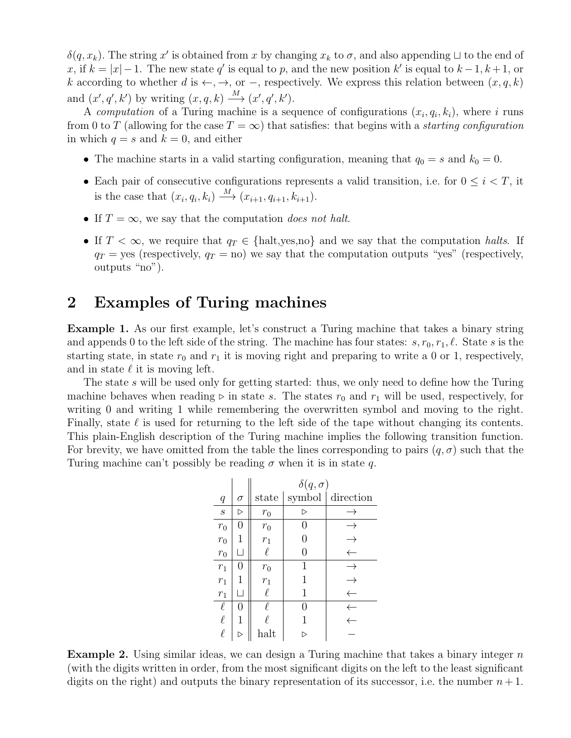$\delta(q, x_k)$. The string $x'$ is obtained from $x$ by changing $x_k$ to $\sigma$, and also appending $\sqcup$ to the end of $x$, if $k = |x|-1$. The new state $q'$ is equal to $p$, and the new position $k'$ is equal to $k-1, k+1$, or $k$ according to whether $d$ is $\leftarrow, \rightarrow$, or $-$, respectively. We express this relation between $(x, q, k)$ and $(x', q', k')$ by writing $(x, q, k) \xrightarrow{M} (x', q', k')$.

A *computation* of a Turing machine is a sequence of configurations $(x_i, q_i, k_i)$, where $i$ runs from 0 to $T$ (allowing for the case $T = \infty$) that satisfies: that begins with a *starting configuration* in which $q = s$ and $k = 0$, and either

- The machine starts in a valid starting configuration, meaning that $q_0 = s$ and $k_0 = 0$.
- Each pair of consecutive configurations represents a valid transition, i.e. for $0 \le i < T$, it is the case that $(x_i, q_i, k_i) \xrightarrow{M} (x_{i+1}, q_{i+1}, k_{i+1})$.
- If $T = \infty$, we say that the computation *does not halt*.
- If $T < \infty$, we require that $q_T \in$ {halt,yes,no} and we say that the computation *halts*. If $q_T =$ yes (respectively, $q_T =$ no) we say that the computation outputs "yes" (respectively, outputs "no").

## 2 Examples of Turing machines

**Example 1.** As our first example, let's construct a Turing machine that takes a binary string and appends 0 to the left side of the string. The machine has four states: $s, r_0, r_1, \ell$. State $s$ is the starting state, in state $r_0$ and $r_1$ it is moving right and preparing to write a 0 or 1, respectively, and in state $\ell$ it is moving left.

The state $s$ will be used only for getting started: thus, we only need to define how the Turing machine behaves when reading $\triangleright$ in state $s$. The states $r_0$ and $r_1$ will be used, respectively, for writing 0 and writing 1 while remembering the overwritten symbol and moving to the right. Finally, state $\ell$ is used for returning to the left side of the tape without changing its contents. This plain-English description of the Turing machine implies the following transition function. For brevity, we have omitted from the table the lines corresponding to pairs $(q, \sigma)$ such that the Turing machine can't possibly be reading $\sigma$ when it is in state $q$.

| | | $\delta(q,\sigma)$ | | |
|---|---|---|---|---|
| $q$ | $\sigma$ | state | symbol | direction |
| $s$ | $\triangleright$ | $r_0$ | $\triangleright$ | $\rightarrow$ |
| $r_0$ | 0 | $r_0$ | 0 | $\rightarrow$ |
| $r_0$ | 1 | $r_1$ | 0 | $\rightarrow$ |
| $r_0$ | $\sqcup$ | $\ell$ | 0 | $\leftarrow$ |
| $r_1$ | 0 | $r_0$ | 1 | $\rightarrow$ |
| $r_1$ | 1 | $r_1$ | 1 | $\rightarrow$ |
| $r_1$ | $\sqcup$ | $\ell$ | 1 | $\leftarrow$ |
| $\ell$ | 0 | $\ell$ | 0 | $\leftarrow$ |
| $\ell$ | 1 | $\ell$ | 1 | $\leftarrow$ |
| $\ell$ | $\triangleright$ | halt | $\triangleright$ | $-$ |

**Example 2.** Using similar ideas, we can design a Turing machine that takes a binary integer $n$ (with the digits written in order, from the most significant digits on the left to the least significant digits on the right) and outputs the binary representation of its successor, i.e. the number $n+1$.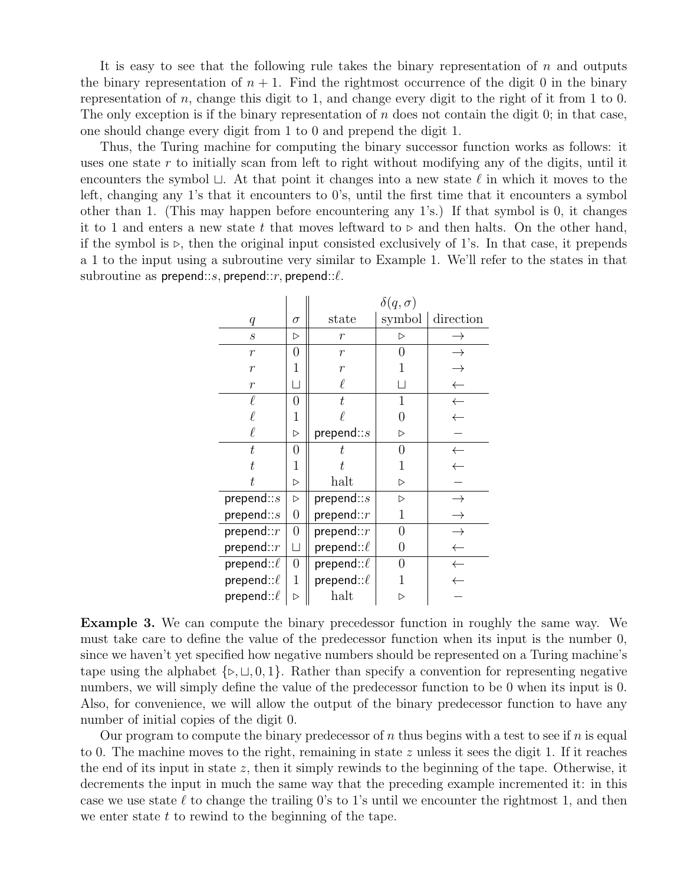It is easy to see that the following rule takes the binary representation of $n$ and outputs the binary representation of $n + 1$. Find the rightmost occurrence of the digit 0 in the binary representation of $n$, change this digit to 1, and change every digit to the right of it from 1 to 0. The only exception is if the binary representation of $n$ does not contain the digit 0; in that case, one should change every digit from 1 to 0 and prepend the digit 1.

Thus, the Turing machine for computing the binary successor function works as follows: it uses one state $r$ to initially scan from left to right without modifying any of the digits, until it encounters the symbol $\sqcup$. At that point it changes into a new state $\ell$ in which it moves to the left, changing any 1's that it encounters to 0's, until the first time that it encounters a symbol other than 1. (This may happen before encountering any 1's.) If that symbol is 0, it changes it to 1 and enters a new state $t$ that moves leftward to $\triangleright$ and then halts. On the other hand, if the symbol is $\triangleright$, then the original input consisted exclusively of 1's. In that case, it prepends a 1 to the input using a subroutine very similar to Example 1. We'll refer to the states in that subroutine as prepend::$s$, prepend::$r$, prepend::$\ell$.

| $q$ | $\sigma$ | $\delta(q,\sigma)$ state | symbol | direction |
|---|---|---|---|---|
| $s$ | $\triangleright$ | $r$ | $\triangleright$ | $\rightarrow$ |
| $r$ | 0 | $r$ | 0 | $\rightarrow$ |
| $r$ | 1 | $r$ | 1 | $\rightarrow$ |
| $r$ | $\sqcup$ | $\ell$ | $\sqcup$ | $\leftarrow$ |
| $\ell$ | 0 | $t$ | 1 | $\leftarrow$ |
| $\ell$ | 1 | $\ell$ | 0 | $\leftarrow$ |
| $\ell$ | $\triangleright$ | prepend::$s$ | $\triangleright$ | $-$ |
| $t$ | 0 | $t$ | 0 | $\leftarrow$ |
| $t$ | 1 | $t$ | 1 | $\leftarrow$ |
| $t$ | $\triangleright$ | halt | $\triangleright$ | $-$ |
| prepend::$s$ | $\triangleright$ | prepend::$s$ | $\triangleright$ | $\rightarrow$ |
| prepend::$s$ | 0 | prepend::$r$ | 1 | $\rightarrow$ |
| prepend::$r$ | 0 | prepend::$r$ | 0 | $\rightarrow$ |
| prepend::$r$ | $\sqcup$ | prepend::$\ell$ | 0 | $\leftarrow$ |
| prepend::$\ell$ | 0 | prepend::$\ell$ | 0 | $\leftarrow$ |
| prepend::$\ell$ | 1 | prepend::$\ell$ | 1 | $\leftarrow$ |
| prepend::$\ell$ | $\triangleright$ | halt | $\triangleright$ | $-$ |

**Example 3.** We can compute the binary precedessor function in roughly the same way. We must take care to define the value of the predecessor function when its input is the number 0, since we haven't yet specified how negative numbers should be represented on a Turing machine's tape using the alphabet $\{\triangleright, \sqcup, 0, 1\}$. Rather than specify a convention for representing negative numbers, we will simply define the value of the predecessor function to be 0 when its input is 0. Also, for convenience, we will allow the output of the binary predecessor function to have any number of initial copies of the digit 0.

Our program to compute the binary predecessor of $n$ thus begins with a test to see if $n$ is equal to 0. The machine moves to the right, remaining in state $z$ unless it sees the digit 1. If it reaches the end of its input in state $z$, then it simply rewinds to the beginning of the tape. Otherwise, it decrements the input in much the same way that the preceding example incremented it: in this case we use state $\ell$ to change the trailing 0's to 1's until we encounter the rightmost 1, and then we enter state $t$ to rewind to the beginning of the tape.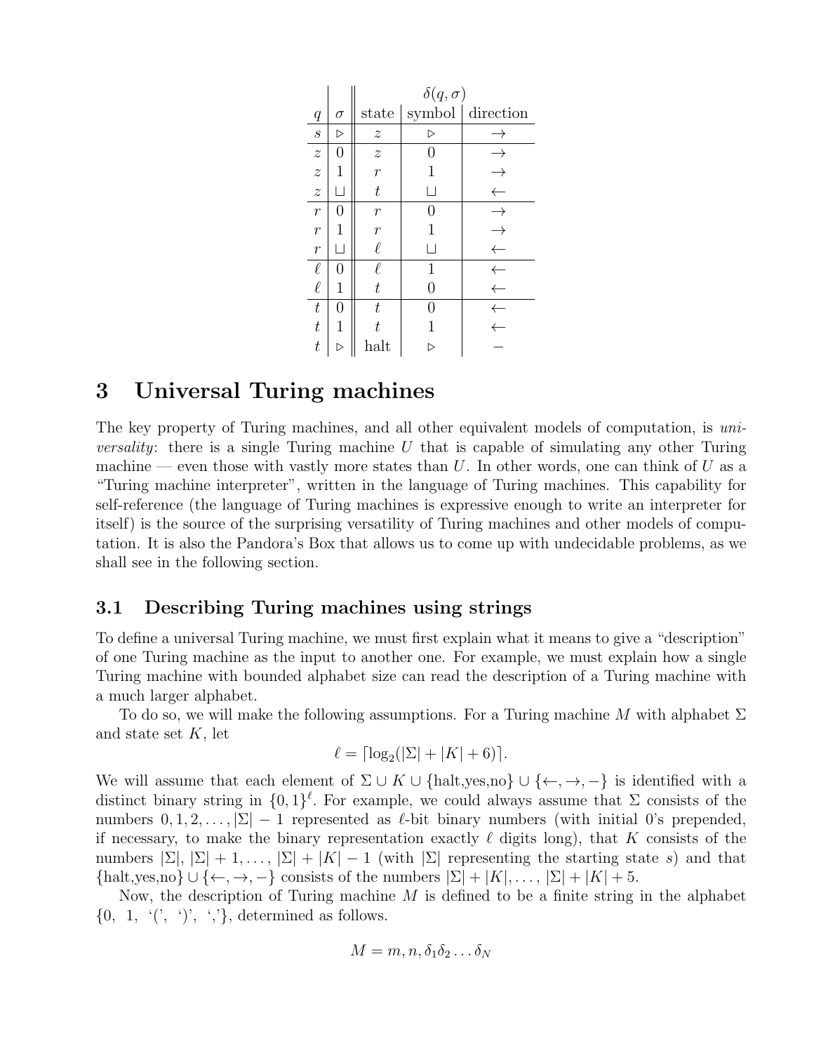| | | $\delta(q,\sigma)$ | | |
|---|---|---|---|---|
| $q$ | $\sigma$ | state | symbol | direction |
| $s$ | $\triangleright$ | $z$ | $\triangleright$ | $\rightarrow$ |
| $z$ | 0 | $z$ | 0 | $\rightarrow$ |
| $z$ | 1 | $r$ | 1 | $\rightarrow$ |
| $z$ | $\sqcup$ | $t$ | $\sqcup$ | $\leftarrow$ |
| $r$ | 0 | $r$ | 0 | $\rightarrow$ |
| $r$ | 1 | $r$ | 1 | $\rightarrow$ |
| $r$ | $\sqcup$ | $\ell$ | $\sqcup$ | $\leftarrow$ |
| $\ell$ | 0 | $\ell$ | 1 | $\leftarrow$ |
| $\ell$ | 1 | $t$ | 0 | $\leftarrow$ |
| $t$ | 0 | $t$ | 0 | $\leftarrow$ |
| $t$ | 1 | $t$ | 1 | $\leftarrow$ |
| $t$ | $\triangleright$ | halt | $\triangleright$ | $-$ |

# 3 Universal Turing machines

The key property of Turing machines, and all other equivalent models of computation, is *universality*: there is a single Turing machine $U$ that is capable of simulating any other Turing machine — even those with vastly more states than $U$. In other words, one can think of $U$ as a "Turing machine interpreter", written in the language of Turing machines. This capability for self-reference (the language of Turing machines is expressive enough to write an interpreter for itself) is the source of the surprising versatility of Turing machines and other models of computation. It is also the Pandora's Box that allows us to come up with undecidable problems, as we shall see in the following section.

## 3.1 Describing Turing machines using strings

To define a universal Turing machine, we must first explain what it means to give a "description" of one Turing machine as the input to another one. For example, we must explain how a single Turing machine with bounded alphabet size can read the description of a Turing machine with a much larger alphabet.

To do so, we will make the following assumptions. For a Turing machine $M$ with alphabet $\Sigma$ and state set $K$, let

$$\ell = \lceil \log_2(|\Sigma| + |K| + 6) \rceil.$$

We will assume that each element of $\Sigma \cup K \cup \{\text{halt}, \text{yes}, \text{no}\} \cup \{\leftarrow, \rightarrow, -\}$ is identified with a distinct binary string in $\{0,1\}^\ell$. For example, we could always assume that $\Sigma$ consists of the numbers $0, 1, 2, \ldots, |\Sigma| - 1$ represented as $\ell$-bit binary numbers (with initial 0's prepended, if necessary, to make the binary representation exactly $\ell$ digits long), that $K$ consists of the numbers $|\Sigma|, |\Sigma| + 1, \ldots, |\Sigma| + |K| - 1$ (with $|\Sigma|$ representing the starting state $s$) and that $\{\text{halt}, \text{yes}, \text{no}\} \cup \{\leftarrow, \rightarrow, -\}$ consists of the numbers $|\Sigma| + |K|, \ldots, |\Sigma| + |K| + 5$.

Now, the description of Turing machine $M$ is defined to be a finite string in the alphabet $\{0,\ 1,\ \text{`('},\ \text{`)'},\ \text{`,'}\}$, determined as follows.

$$M = m, n, \delta_1 \delta_2 \ldots \delta_N$$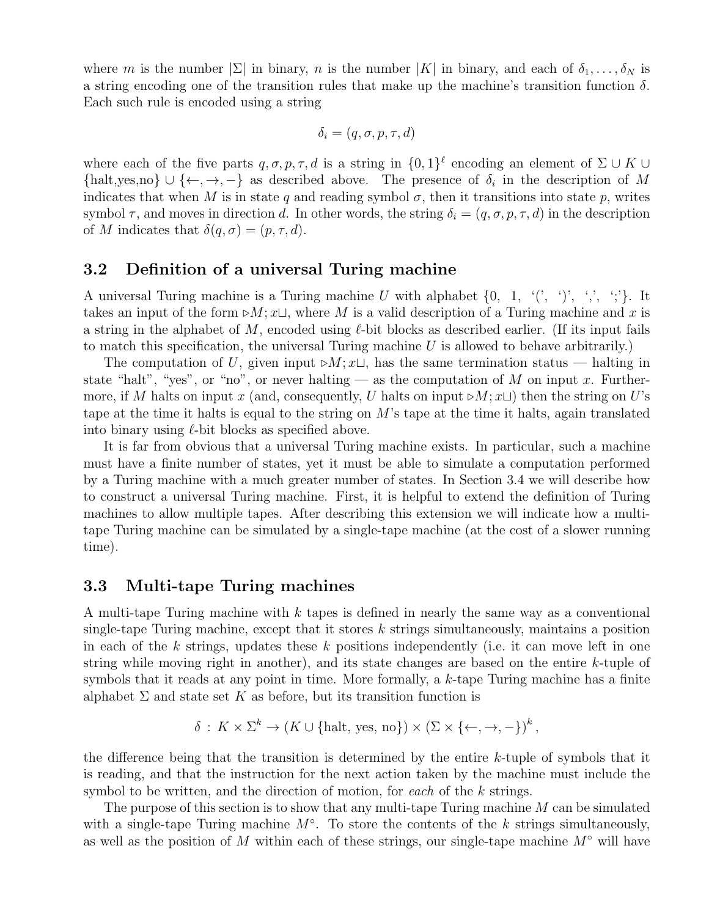where $m$ is the number $|\Sigma|$ in binary, $n$ is the number $|K|$ in binary, and each of $\delta_1, \ldots, \delta_N$ is a string encoding one of the transition rules that make up the machine's transition function $\delta$. Each such rule is encoded using a string

$$\delta_i = (q, \sigma, p, \tau, d)$$

where each of the five parts $q, \sigma, p, \tau, d$ is a string in $\{0,1\}^\ell$ encoding an element of $\Sigma \cup K \cup \{\text{halt,yes,no}\} \cup \{\leftarrow, \rightarrow, -\}$ as described above. The presence of $\delta_i$ in the description of $M$ indicates that when $M$ is in state $q$ and reading symbol $\sigma$, then it transitions into state $p$, writes symbol $\tau$, and moves in direction $d$. In other words, the string $\delta_i = (q, \sigma, p, \tau, d)$ in the description of $M$ indicates that $\delta(q, \sigma) = (p, \tau, d)$.

## 3.2 Definition of a universal Turing machine

A universal Turing machine is a Turing machine $U$ with alphabet {0, 1, '(', ')', ',', ';'}. It takes an input of the form $\triangleright M; x \sqcup$, where $M$ is a valid description of a Turing machine and $x$ is a string in the alphabet of $M$, encoded using $\ell$-bit blocks as described earlier. (If its input fails to match this specification, the universal Turing machine $U$ is allowed to behave arbitrarily.)

The computation of $U$, given input $\triangleright M; x \sqcup$, has the same termination status — halting in state "halt", "yes", or "no", or never halting — as the computation of $M$ on input $x$. Furthermore, if $M$ halts on input $x$ (and, consequently, $U$ halts on input $\triangleright M; x \sqcup$) then the string on $U$'s tape at the time it halts is equal to the string on $M$'s tape at the time it halts, again translated into binary using $\ell$-bit blocks as specified above.

It is far from obvious that a universal Turing machine exists. In particular, such a machine must have a finite number of states, yet it must be able to simulate a computation performed by a Turing machine with a much greater number of states. In Section 3.4 we will describe how to construct a universal Turing machine. First, it is helpful to extend the definition of Turing machines to allow multiple tapes. After describing this extension we will indicate how a multi-tape Turing machine can be simulated by a single-tape machine (at the cost of a slower running time).

## 3.3 Multi-tape Turing machines

A multi-tape Turing machine with $k$ tapes is defined in nearly the same way as a conventional single-tape Turing machine, except that it stores $k$ strings simultaneously, maintains a position in each of the $k$ strings, updates these $k$ positions independently (i.e. it can move left in one string while moving right in another), and its state changes are based on the entire $k$-tuple of symbols that it reads at any point in time. More formally, a $k$-tape Turing machine has a finite alphabet $\Sigma$ and state set $K$ as before, but its transition function is

$$\delta : K \times \Sigma^k \to (K \cup \{\text{halt, yes, no}\}) \times (\Sigma \times \{\leftarrow, \rightarrow, -\})^k,$$

the difference being that the transition is determined by the entire $k$-tuple of symbols that it is reading, and that the instruction for the next action taken by the machine must include the symbol to be written, and the direction of motion, for *each* of the $k$ strings.

The purpose of this section is to show that any multi-tape Turing machine $M$ can be simulated with a single-tape Turing machine $M^\circ$. To store the contents of the $k$ strings simultaneously, as well as the position of $M$ within each of these strings, our single-tape machine $M^\circ$ will have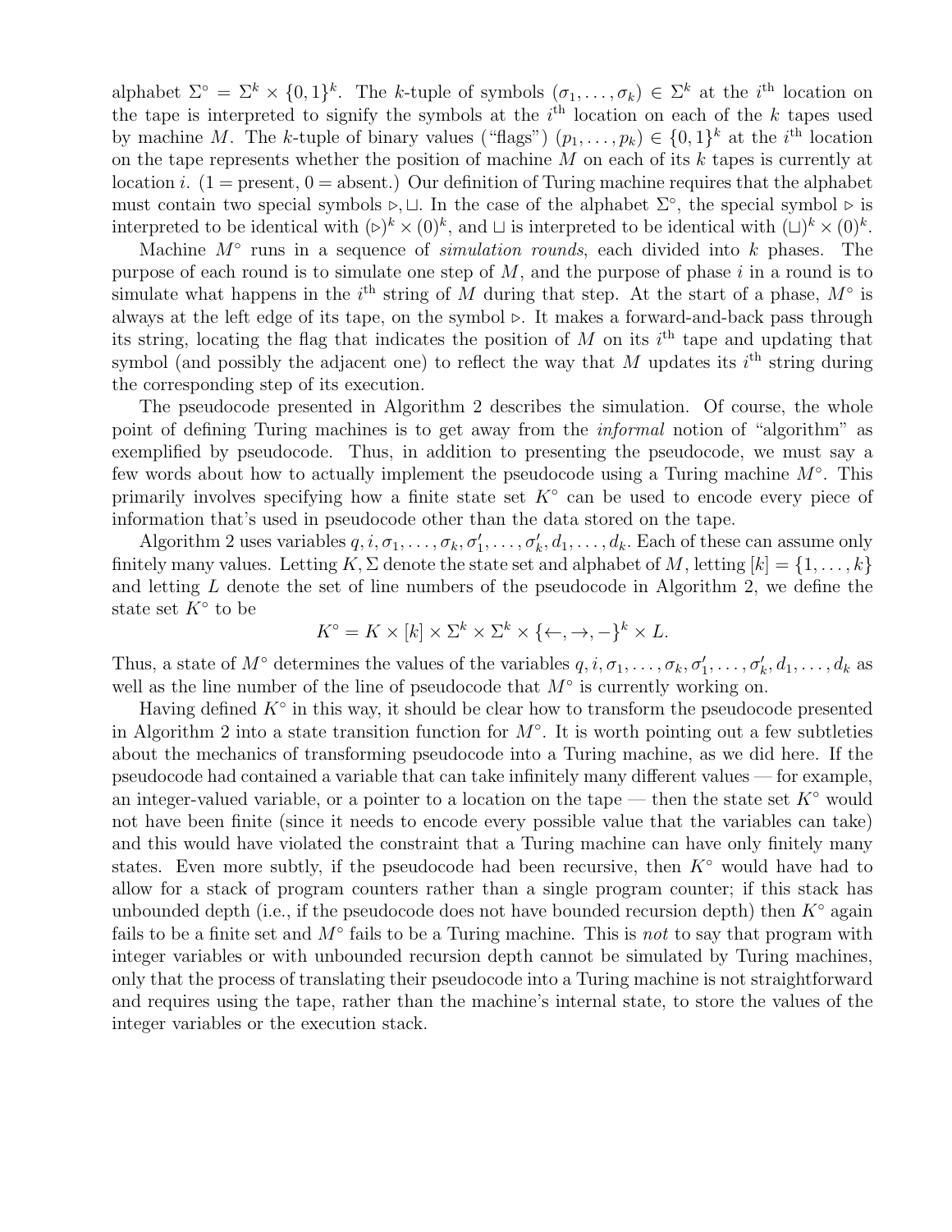alphabet $\Sigma^\circ = \Sigma^k \times \{0,1\}^k$. The $k$-tuple of symbols $(\sigma_1, \ldots, \sigma_k) \in \Sigma^k$ at the $i^{\text{th}}$ location on the tape is interpreted to signify the symbols at the $i^{\text{th}}$ location on each of the $k$ tapes used by machine $M$. The $k$-tuple of binary values ("flags") $(p_1, \ldots, p_k) \in \{0,1\}^k$ at the $i^{\text{th}}$ location on the tape represents whether the position of machine $M$ on each of its $k$ tapes is currently at location $i$. (1 = present, 0 = absent.) Our definition of Turing machine requires that the alphabet must contain two special symbols $\triangleright, \sqcup$. In the case of the alphabet $\Sigma^\circ$, the special symbol $\triangleright$ is interpreted to be identical with $(\triangleright)^k \times (0)^k$, and $\sqcup$ is interpreted to be identical with $(\sqcup)^k \times (0)^k$.

Machine $M^\circ$ runs in a sequence of *simulation rounds*, each divided into $k$ phases. The purpose of each round is to simulate one step of $M$, and the purpose of phase $i$ in a round is to simulate what happens in the $i^{\text{th}}$ string of $M$ during that step. At the start of a phase, $M^\circ$ is always at the left edge of its tape, on the symbol $\triangleright$. It makes a forward-and-back pass through its string, locating the flag that indicates the position of $M$ on its $i^{\text{th}}$ tape and updating that symbol (and possibly the adjacent one) to reflect the way that $M$ updates its $i^{\text{th}}$ string during the corresponding step of its execution.

The pseudocode presented in Algorithm 2 describes the simulation. Of course, the whole point of defining Turing machines is to get away from the *informal* notion of "algorithm" as exemplified by pseudocode. Thus, in addition to presenting the pseudocode, we must say a few words about how to actually implement the pseudocode using a Turing machine $M^\circ$. This primarily involves specifying how a finite state set $K^\circ$ can be used to encode every piece of information that's used in pseudocode other than the data stored on the tape.

Algorithm 2 uses variables $q, i, \sigma_1, \ldots, \sigma_k, \sigma'_1, \ldots, \sigma'_k, d_1, \ldots, d_k$. Each of these can assume only finitely many values. Letting $K, \Sigma$ denote the state set and alphabet of $M$, letting $[k] = \{1, \ldots, k\}$ and letting $L$ denote the set of line numbers of the pseudocode in Algorithm 2, we define the state set $K^\circ$ to be

$$K^\circ = K \times [k] \times \Sigma^k \times \Sigma^k \times \{\leftarrow, \rightarrow, -\}^k \times L.$$

Thus, a state of $M^\circ$ determines the values of the variables $q, i, \sigma_1, \ldots, \sigma_k, \sigma'_1, \ldots, \sigma'_k, d_1, \ldots, d_k$ as well as the line number of the line of pseudocode that $M^\circ$ is currently working on.

Having defined $K^\circ$ in this way, it should be clear how to transform the pseudocode presented in Algorithm 2 into a state transition function for $M^\circ$. It is worth pointing out a few subtleties about the mechanics of transforming pseudocode into a Turing machine, as we did here. If the pseudocode had contained a variable that can take infinitely many different values — for example, an integer-valued variable, or a pointer to a location on the tape — then the state set $K^\circ$ would not have been finite (since it needs to encode every possible value that the variables can take) and this would have violated the constraint that a Turing machine can have only finitely many states. Even more subtly, if the pseudocode had been recursive, then $K^\circ$ would have had to allow for a stack of program counters rather than a single program counter; if this stack has unbounded depth (i.e., if the pseudocode does not have bounded recursion depth) then $K^\circ$ again fails to be a finite set and $M^\circ$ fails to be a Turing machine. This is *not* to say that program with integer variables or with unbounded recursion depth cannot be simulated by Turing machines, only that the process of translating their pseudocode into a Turing machine is not straightforward and requires using the tape, rather than the machine's internal state, to store the values of the integer variables or the execution stack.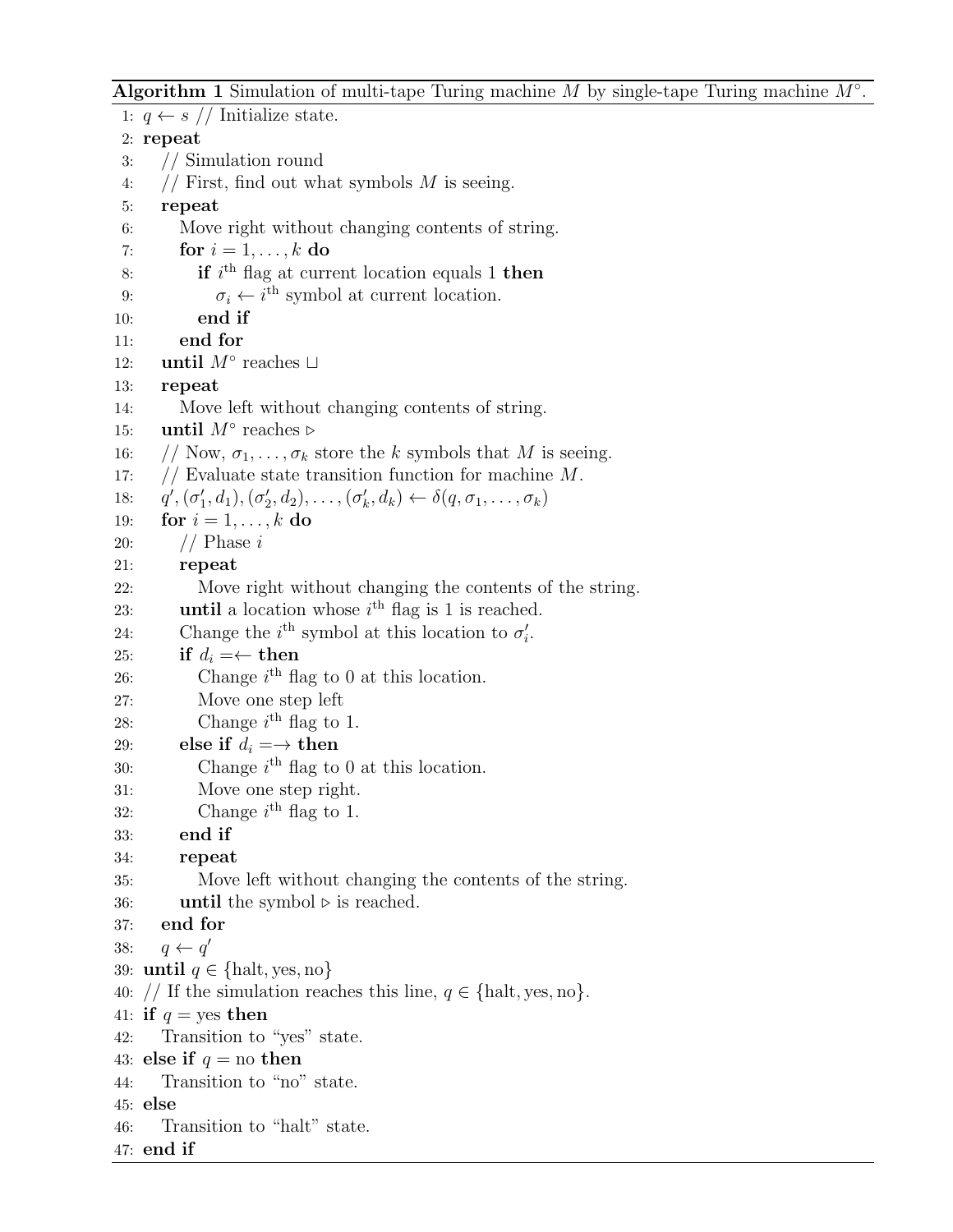**Algorithm 1** Simulation of multi-tape Turing machine $M$ by single-tape Turing machine $M^\circ$.

```
1: q ← s // Initialize state.
2: repeat
3:    // Simulation round
4:    // First, find out what symbols M is seeing.
5:    repeat
6:       Move right without changing contents of string.
7:       for i = 1, ..., k do
8:          if i-th flag at current location equals 1 then
9:             σ_i ← i-th symbol at current location.
10:         end if
11:      end for
12:   until M° reaches ⊔
13:   repeat
14:      Move left without changing contents of string.
15:   until M° reaches ▷
16:   // Now, σ_1, ..., σ_k store the k symbols that M is seeing.
17:   // Evaluate state transition function for machine M.
18:   q', (σ'_1, d_1), (σ'_2, d_2), ..., (σ'_k, d_k) ← δ(q, σ_1, ..., σ_k)
19:   for i = 1, ..., k do
20:      // Phase i
21:      repeat
22:         Move right without changing the contents of the string.
23:      until a location whose i-th flag is 1 is reached.
24:      Change the i-th symbol at this location to σ'_i.
25:      if d_i = ← then
26:         Change i-th flag to 0 at this location.
27:         Move one step left
28:         Change i-th flag to 1.
29:      else if d_i = → then
30:         Change i-th flag to 0 at this location.
31:         Move one step right.
32:         Change i-th flag to 1.
33:      end if
34:      repeat
35:         Move left without changing the contents of the string.
36:      until the symbol ▷ is reached.
37:   end for
38:   q ← q'
39: until q ∈ {halt, yes, no}
40: // If the simulation reaches this line, q ∈ {halt, yes, no}.
41: if q = yes then
42:    Transition to "yes" state.
43: else if q = no then
44:    Transition to "no" state.
45: else
46:    Transition to "halt" state.
47: end if
```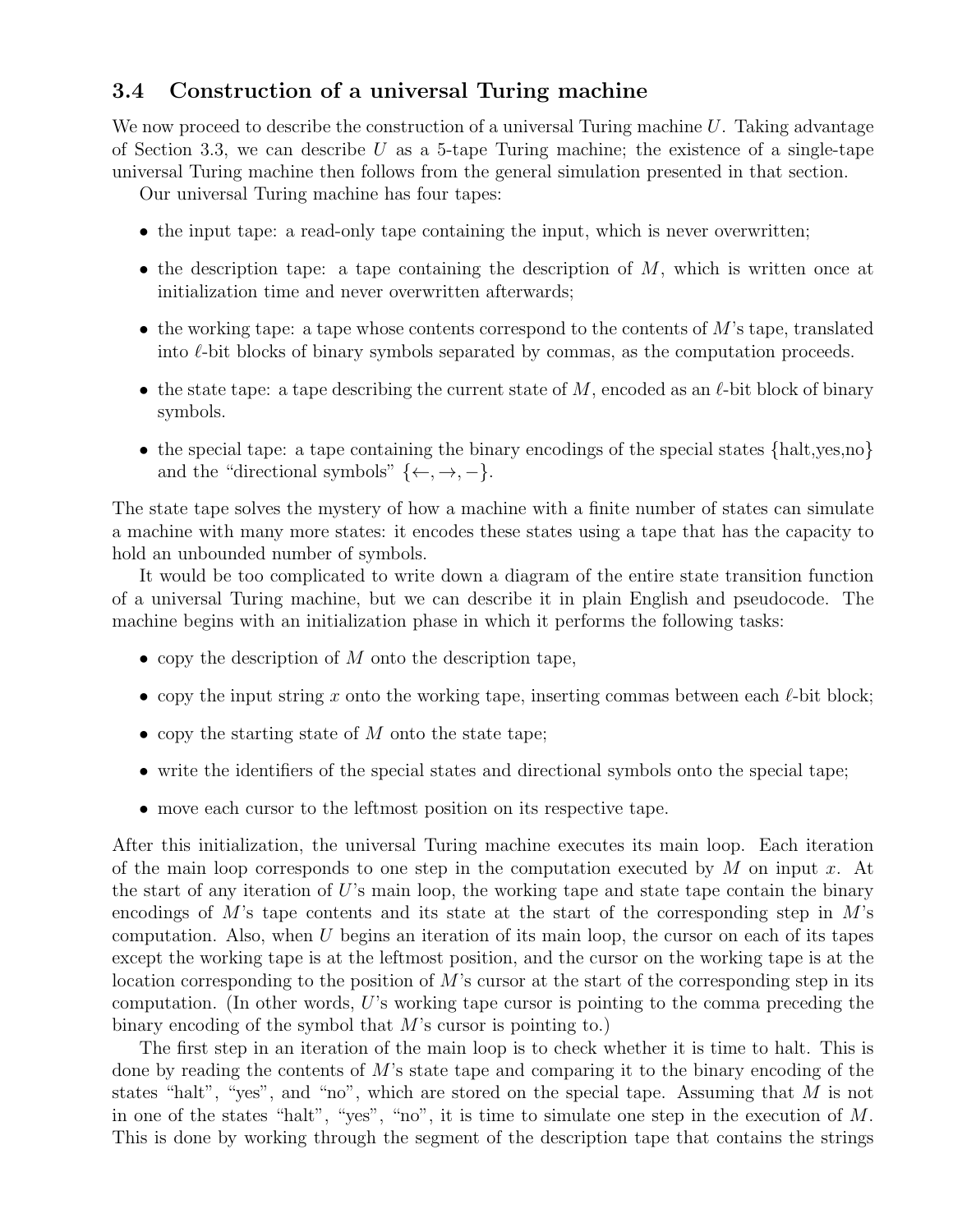### 3.4 Construction of a universal Turing machine

We now proceed to describe the construction of a universal Turing machine $U$. Taking advantage of Section 3.3, we can describe $U$ as a 5-tape Turing machine; the existence of a single-tape universal Turing machine then follows from the general simulation presented in that section.

Our universal Turing machine has four tapes:

- the input tape: a read-only tape containing the input, which is never overwritten;
- the description tape: a tape containing the description of $M$, which is written once at initialization time and never overwritten afterwards;
- the working tape: a tape whose contents correspond to the contents of $M$'s tape, translated into $\ell$-bit blocks of binary symbols separated by commas, as the computation proceeds.
- the state tape: a tape describing the current state of $M$, encoded as an $\ell$-bit block of binary symbols.
- the special tape: a tape containing the binary encodings of the special states {halt,yes,no} and the "directional symbols" $\{\leftarrow, \rightarrow, -\}$.

The state tape solves the mystery of how a machine with a finite number of states can simulate a machine with many more states: it encodes these states using a tape that has the capacity to hold an unbounded number of symbols.

It would be too complicated to write down a diagram of the entire state transition function of a universal Turing machine, but we can describe it in plain English and pseudocode. The machine begins with an initialization phase in which it performs the following tasks:

- copy the description of $M$ onto the description tape,
- copy the input string $x$ onto the working tape, inserting commas between each $\ell$-bit block;
- copy the starting state of $M$ onto the state tape;
- write the identifiers of the special states and directional symbols onto the special tape;
- move each cursor to the leftmost position on its respective tape.

After this initialization, the universal Turing machine executes its main loop. Each iteration of the main loop corresponds to one step in the computation executed by $M$ on input $x$. At the start of any iteration of $U$'s main loop, the working tape and state tape contain the binary encodings of $M$'s tape contents and its state at the start of the corresponding step in $M$'s computation. Also, when $U$ begins an iteration of its main loop, the cursor on each of its tapes except the working tape is at the leftmost position, and the cursor on the working tape is at the location corresponding to the position of $M$'s cursor at the start of the corresponding step in its computation. (In other words, $U$'s working tape cursor is pointing to the comma preceding the binary encoding of the symbol that $M$'s cursor is pointing to.)

The first step in an iteration of the main loop is to check whether it is time to halt. This is done by reading the contents of $M$'s state tape and comparing it to the binary encoding of the states "halt", "yes", and "no", which are stored on the special tape. Assuming that $M$ is not in one of the states "halt", "yes", "no", it is time to simulate one step in the execution of $M$. This is done by working through the segment of the description tape that contains the strings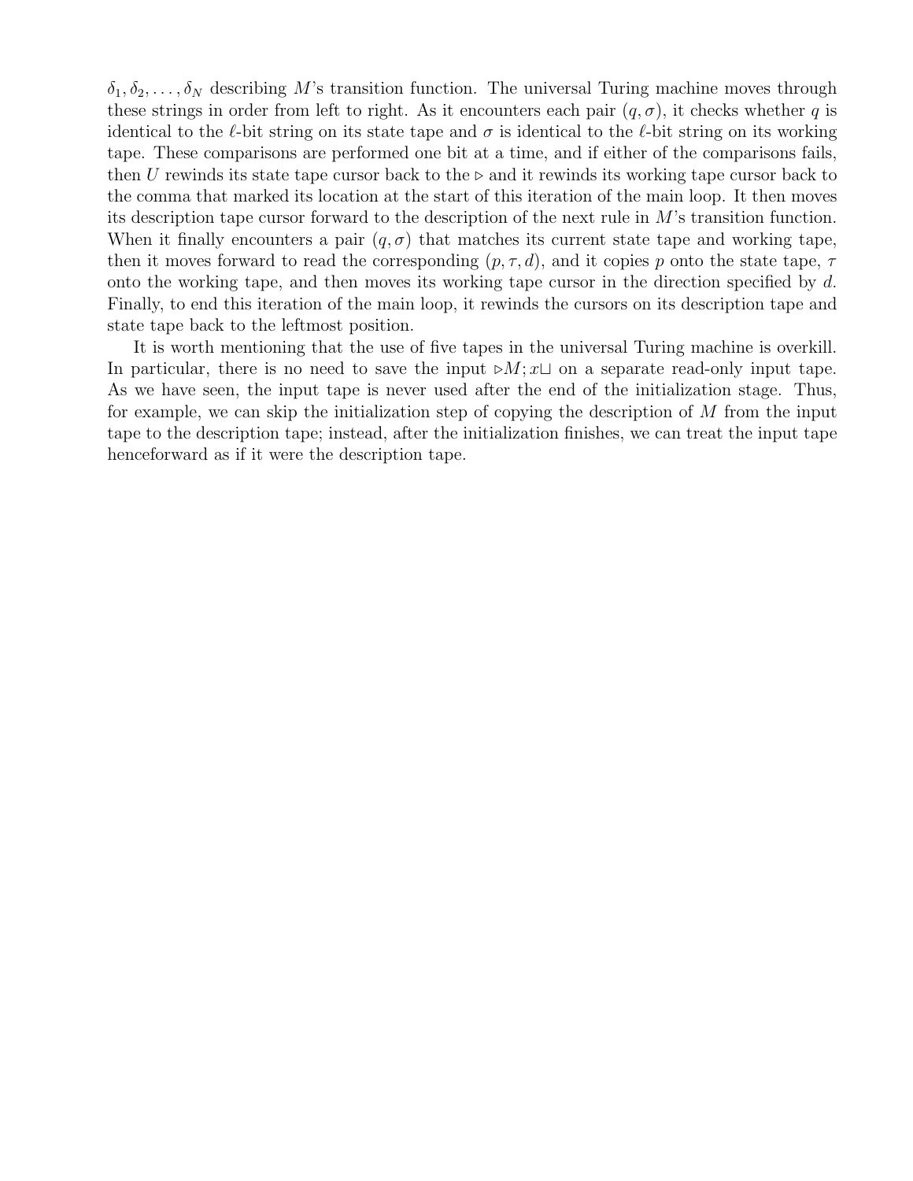$\delta_1, \delta_2, \ldots, \delta_N$ describing $M$'s transition function. The universal Turing machine moves through these strings in order from left to right. As it encounters each pair $(q, \sigma)$, it checks whether $q$ is identical to the $\ell$-bit string on its state tape and $\sigma$ is identical to the $\ell$-bit string on its working tape. These comparisons are performed one bit at a time, and if either of the comparisons fails, then $U$ rewinds its state tape cursor back to the $\triangleright$ and it rewinds its working tape cursor back to the comma that marked its location at the start of this iteration of the main loop. It then moves its description tape cursor forward to the description of the next rule in $M$'s transition function. When it finally encounters a pair $(q, \sigma)$ that matches its current state tape and working tape, then it moves forward to read the corresponding $(p, \tau, d)$, and it copies $p$ onto the state tape, $\tau$ onto the working tape, and then moves its working tape cursor in the direction specified by $d$. Finally, to end this iteration of the main loop, it rewinds the cursors on its description tape and state tape back to the leftmost position.

It is worth mentioning that the use of five tapes in the universal Turing machine is overkill. In particular, there is no need to save the input $\triangleright M; x \sqcup$ on a separate read-only input tape. As we have seen, the input tape is never used after the end of the initialization stage. Thus, for example, we can skip the initialization step of copying the description of $M$ from the input tape to the description tape; instead, after the initialization finishes, we can treat the input tape henceforward as if it were the description tape.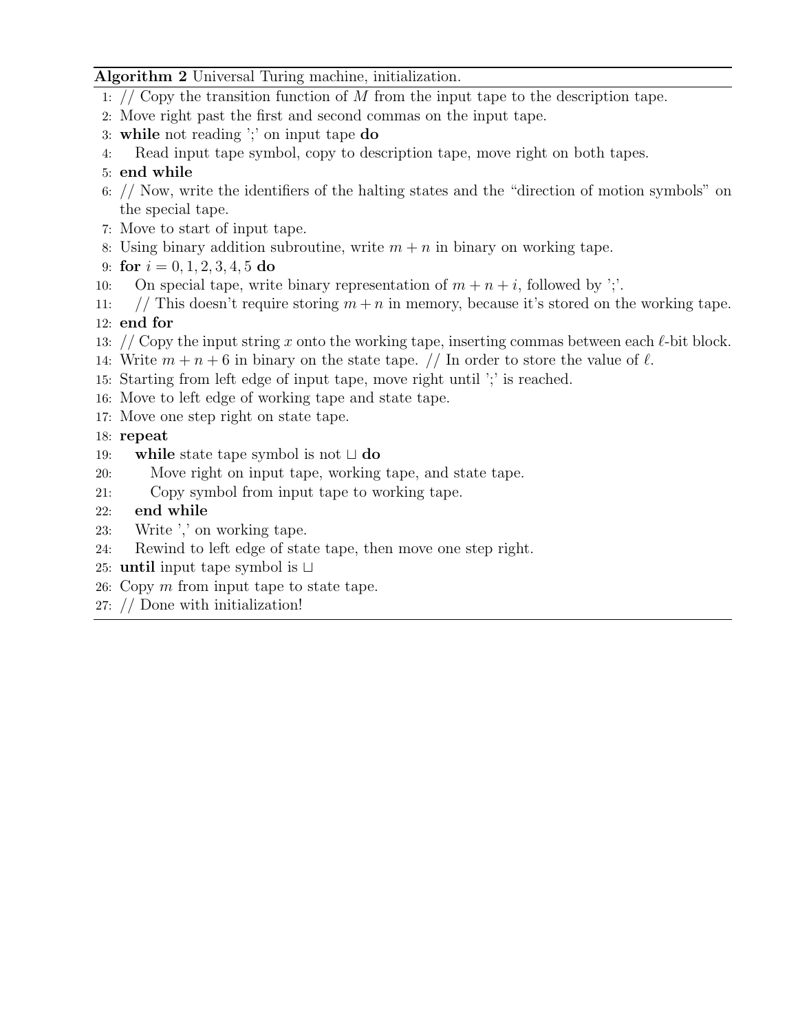**Algorithm 2** Universal Turing machine, initialization.

```
1: // Copy the transition function of M from the input tape to the description tape.
2: Move right past the first and second commas on the input tape.
3: while not reading ';' on input tape do
4:     Read input tape symbol, copy to description tape, move right on both tapes.
5: end while
6: // Now, write the identifiers of the halting states and the "direction of motion symbols" on
   the special tape.
7: Move to start of input tape.
8: Using binary addition subroutine, write m + n in binary on working tape.
9: for i = 0, 1, 2, 3, 4, 5 do
10:    On special tape, write binary representation of m + n + i, followed by ';'.
11:    // This doesn't require storing m + n in memory, because it's stored on the working tape.
12: end for
13: // Copy the input string x onto the working tape, inserting commas between each ℓ-bit block.
14: Write m + n + 6 in binary on the state tape. // In order to store the value of ℓ.
15: Starting from left edge of input tape, move right until ';' is reached.
16: Move to left edge of working tape and state tape.
17: Move one step right on state tape.
18: repeat
19:    while state tape symbol is not ⊔ do
20:        Move right on input tape, working tape, and state tape.
21:        Copy symbol from input tape to working tape.
22:    end while
23:    Write ',' on working tape.
24:    Rewind to left edge of state tape, then move one step right.
25: until input tape symbol is ⊔
26: Copy m from input tape to state tape.
27: // Done with initialization!
```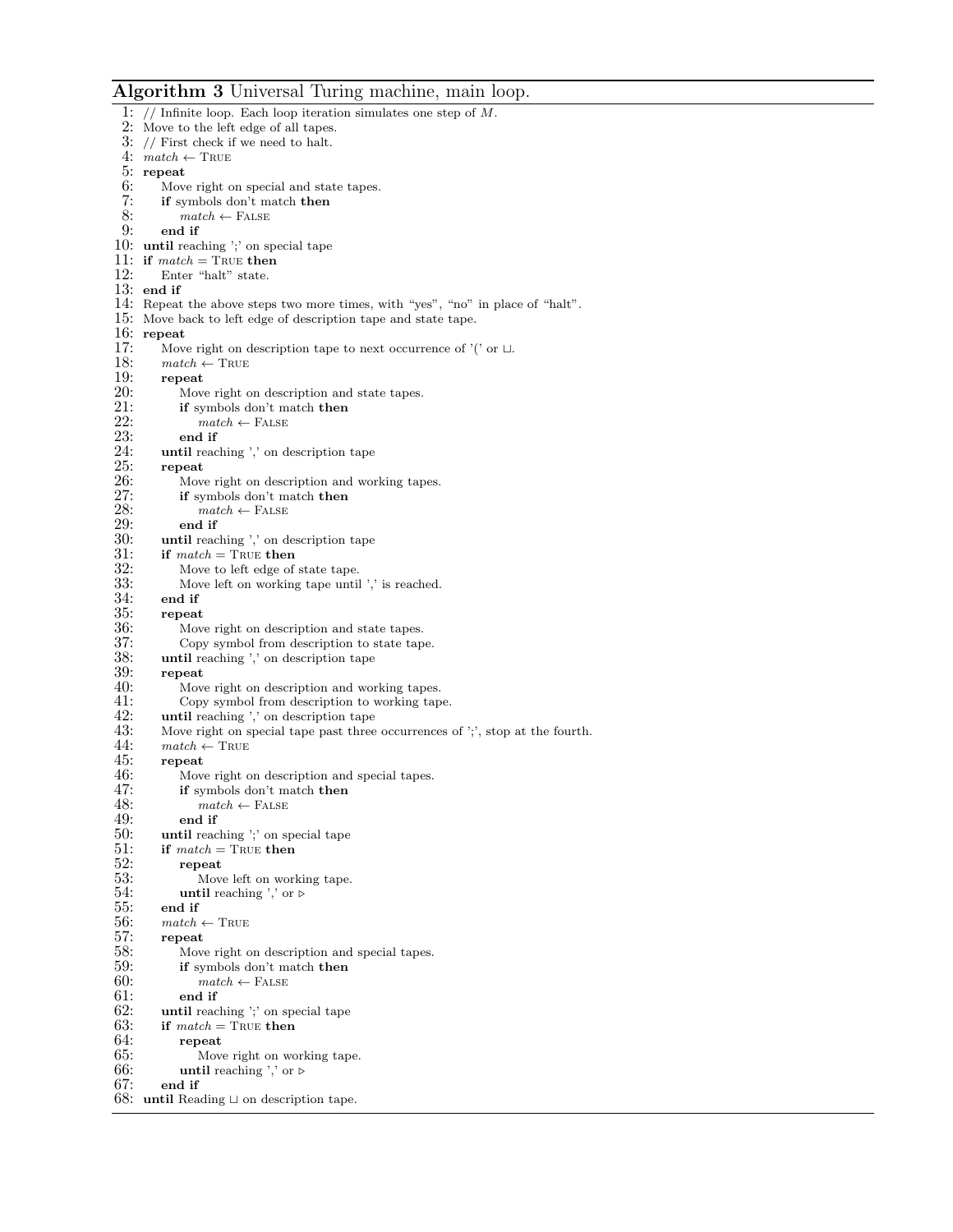**Algorithm 3** Universal Turing machine, main loop.

```
1: // Infinite loop. Each loop iteration simulates one step of M.
2: Move to the left edge of all tapes.
3: // First check if we need to halt.
4: match ← True
5: repeat
6:     Move right on special and state tapes.
7:     if symbols don't match then
8:         match ← False
9:     end if
10: until reaching ';' on special tape
11: if match = True then
12:     Enter "halt" state.
13: end if
14: Repeat the above steps two more times, with "yes", "no" in place of "halt".
15: Move back to left edge of description tape and state tape.
16: repeat
17:     Move right on description tape to next occurrence of '(' or ⊔.
18:     match ← True
19:     repeat
20:         Move right on description and state tapes.
21:         if symbols don't match then
22:             match ← False
23:         end if
24:     until reaching ',' on description tape
25:     repeat
26:         Move right on description and working tapes.
27:         if symbols don't match then
28:             match ← False
29:         end if
30:     until reaching ',' on description tape
31:     if match = True then
32:         Move to left edge of state tape.
33:         Move left on working tape until ',' is reached.
34:     end if
35:     repeat
36:         Move right on description and state tapes.
37:         Copy symbol from description to state tape.
38:     until reaching ',' on description tape
39:     repeat
40:         Move right on description and working tapes.
41:         Copy symbol from description to working tape.
42:     until reaching ',' on description tape
43:     Move right on special tape past three occurrences of ';', stop at the fourth.
44:     match ← True
45:     repeat
46:         Move right on description and special tapes.
47:         if symbols don't match then
48:             match ← False
49:         end if
50:     until reaching ';' on special tape
51:     if match = True then
52:         repeat
53:             Move left on working tape.
54:         until reaching ',' or ▷
55:     end if
56:     match ← True
57:     repeat
58:         Move right on description and special tapes.
59:         if symbols don't match then
60:             match ← False
61:         end if
62:     until reaching ';' on special tape
63:     if match = True then
64:         repeat
65:             Move right on working tape.
66:         until reaching ',' or ▷
67:     end if
68: until Reading ⊔ on description tape.
```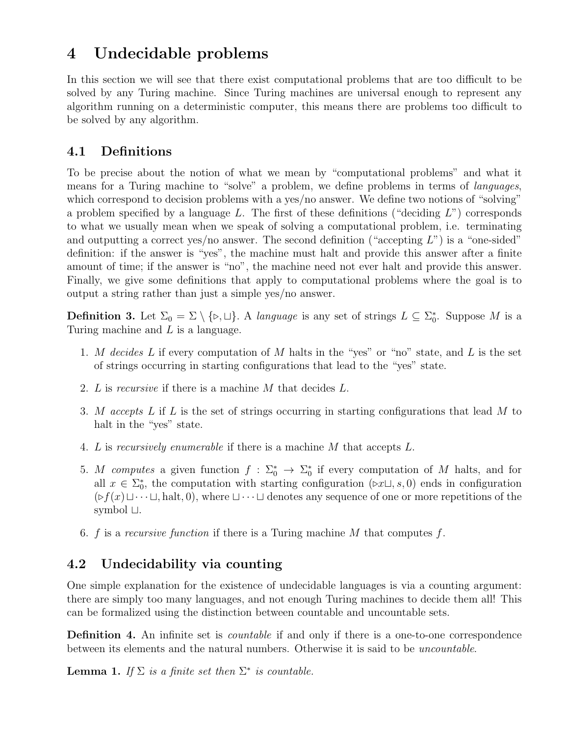# 4 Undecidable problems

In this section we will see that there exist computational problems that are too difficult to be solved by any Turing machine. Since Turing machines are universal enough to represent any algorithm running on a deterministic computer, this means there are problems too difficult to be solved by any algorithm.

## 4.1 Definitions

To be precise about the notion of what we mean by "computational problems" and what it means for a Turing machine to "solve" a problem, we define problems in terms of *languages*, which correspond to decision problems with a yes/no answer. We define two notions of "solving" a problem specified by a language $L$. The first of these definitions ("deciding $L$") corresponds to what we usually mean when we speak of solving a computational problem, i.e. terminating and outputting a correct yes/no answer. The second definition ("accepting $L$") is a "one-sided" definition: if the answer is "yes", the machine must halt and provide this answer after a finite amount of time; if the answer is "no", the machine need not ever halt and provide this answer. Finally, we give some definitions that apply to computational problems where the goal is to output a string rather than just a simple yes/no answer.

**Definition 3.** Let $\Sigma_0 = \Sigma \setminus \{\triangleright, \sqcup\}$. A *language* is any set of strings $L \subseteq \Sigma_0^*$. Suppose $M$ is a Turing machine and $L$ is a language.

1. $M$ *decides* $L$ if every computation of $M$ halts in the "yes" or "no" state, and $L$ is the set of strings occurring in starting configurations that lead to the "yes" state.
2. $L$ is *recursive* if there is a machine $M$ that decides $L$.
3. $M$ *accepts* $L$ if $L$ is the set of strings occurring in starting configurations that lead $M$ to halt in the "yes" state.
4. $L$ is *recursively enumerable* if there is a machine $M$ that accepts $L$.
5. $M$ *computes* a given function $f : \Sigma_0^* \to \Sigma_0^*$ if every computation of $M$ halts, and for all $x \in \Sigma_0^*$, the computation with starting configuration $(\triangleright x \sqcup, s, 0)$ ends in configuration $(\triangleright f(x) \sqcup \cdots \sqcup, \text{halt}, 0)$, where $\sqcup \cdots \sqcup$ denotes any sequence of one or more repetitions of the symbol $\sqcup$.
6. $f$ is a *recursive function* if there is a Turing machine $M$ that computes $f$.

## 4.2 Undecidability via counting

One simple explanation for the existence of undecidable languages is via a counting argument: there are simply too many languages, and not enough Turing machines to decide them all! This can be formalized using the distinction between countable and uncountable sets.

**Definition 4.** An infinite set is *countable* if and only if there is a one-to-one correspondence between its elements and the natural numbers. Otherwise it is said to be *uncountable*.

**Lemma 1.** *If $\Sigma$ is a finite set then $\Sigma^*$ is countable.*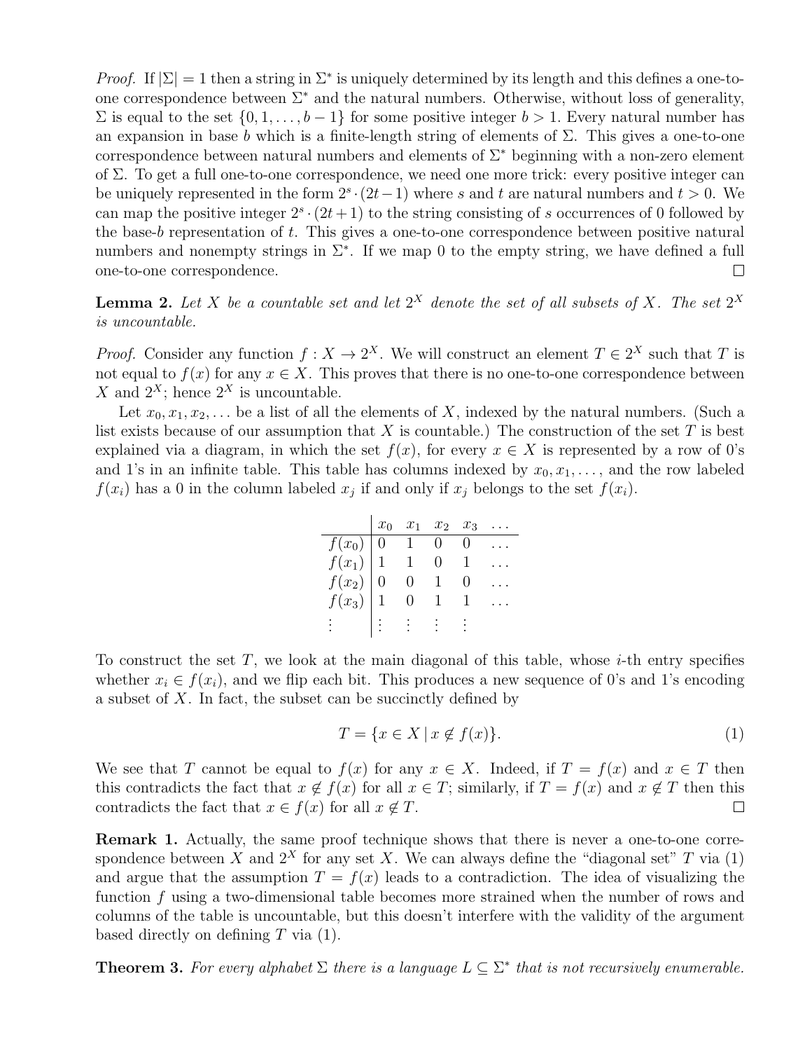*Proof.* If $|\Sigma| = 1$ then a string in $\Sigma^*$ is uniquely determined by its length and this defines a one-to-one correspondence between $\Sigma^*$ and the natural numbers. Otherwise, without loss of generality, $\Sigma$ is equal to the set $\{0, 1, \ldots, b-1\}$ for some positive integer $b > 1$. Every natural number has an expansion in base $b$ which is a finite-length string of elements of $\Sigma$. This gives a one-to-one correspondence between natural numbers and elements of $\Sigma^*$ beginning with a non-zero element of $\Sigma$. To get a full one-to-one correspondence, we need one more trick: every positive integer can be uniquely represented in the form $2^s \cdot (2t-1)$ where $s$ and $t$ are natural numbers and $t > 0$. We can map the positive integer $2^s \cdot (2t+1)$ to the string consisting of $s$ occurrences of 0 followed by the base-$b$ representation of $t$. This gives a one-to-one correspondence between positive natural numbers and nonempty strings in $\Sigma^*$. If we map 0 to the empty string, we have defined a full one-to-one correspondence. □

**Lemma 2.** *Let $X$ be a countable set and let $2^X$ denote the set of all subsets of $X$. The set $2^X$ is uncountable.*

*Proof.* Consider any function $f : X \to 2^X$. We will construct an element $T \in 2^X$ such that $T$ is not equal to $f(x)$ for any $x \in X$. This proves that there is no one-to-one correspondence between $X$ and $2^X$; hence $2^X$ is uncountable.

Let $x_0, x_1, x_2, \ldots$ be a list of all the elements of $X$, indexed by the natural numbers. (Such a list exists because of our assumption that $X$ is countable.) The construction of the set $T$ is best explained via a diagram, in which the set $f(x)$, for every $x \in X$ is represented by a row of 0's and 1's in an infinite table. This table has columns indexed by $x_0, x_1, \ldots$, and the row labeled $f(x_i)$ has a 0 in the column labeled $x_j$ if and only if $x_j$ belongs to the set $f(x_i)$.

| | $x_0$ | $x_1$ | $x_2$ | $x_3$ | $\ldots$ |
|---|---|---|---|---|---|
| $f(x_0)$ | 0 | 1 | 0 | 0 | $\ldots$ |
| $f(x_1)$ | 1 | 1 | 0 | 1 | $\ldots$ |
| $f(x_2)$ | 0 | 0 | 1 | 0 | $\ldots$ |
| $f(x_3)$ | 1 | 0 | 1 | 1 | $\ldots$ |
| $\vdots$ | $\vdots$ | $\vdots$ | $\vdots$ | $\vdots$ | |

To construct the set $T$, we look at the main diagonal of this table, whose $i$-th entry specifies whether $x_i \in f(x_i)$, and we flip each bit. This produces a new sequence of 0's and 1's encoding a subset of $X$. In fact, the subset can be succinctly defined by

$$T = \{x \in X \mid x \notin f(x)\}. \tag{1}$$

We see that $T$ cannot be equal to $f(x)$ for any $x \in X$. Indeed, if $T = f(x)$ and $x \in T$ then this contradicts the fact that $x \notin f(x)$ for all $x \in T$; similarly, if $T = f(x)$ and $x \notin T$ then this contradicts the fact that $x \in f(x)$ for all $x \notin T$. □

**Remark 1.** Actually, the same proof technique shows that there is never a one-to-one correspondence between $X$ and $2^X$ for any set $X$. We can always define the "diagonal set" $T$ via (1) and argue that the assumption $T = f(x)$ leads to a contradiction. The idea of visualizing the function $f$ using a two-dimensional table becomes more strained when the number of rows and columns of the table is uncountable, but this doesn't interfere with the validity of the argument based directly on defining $T$ via (1).

**Theorem 3.** *For every alphabet $\Sigma$ there is a language $L \subseteq \Sigma^*$ that is not recursively enumerable.*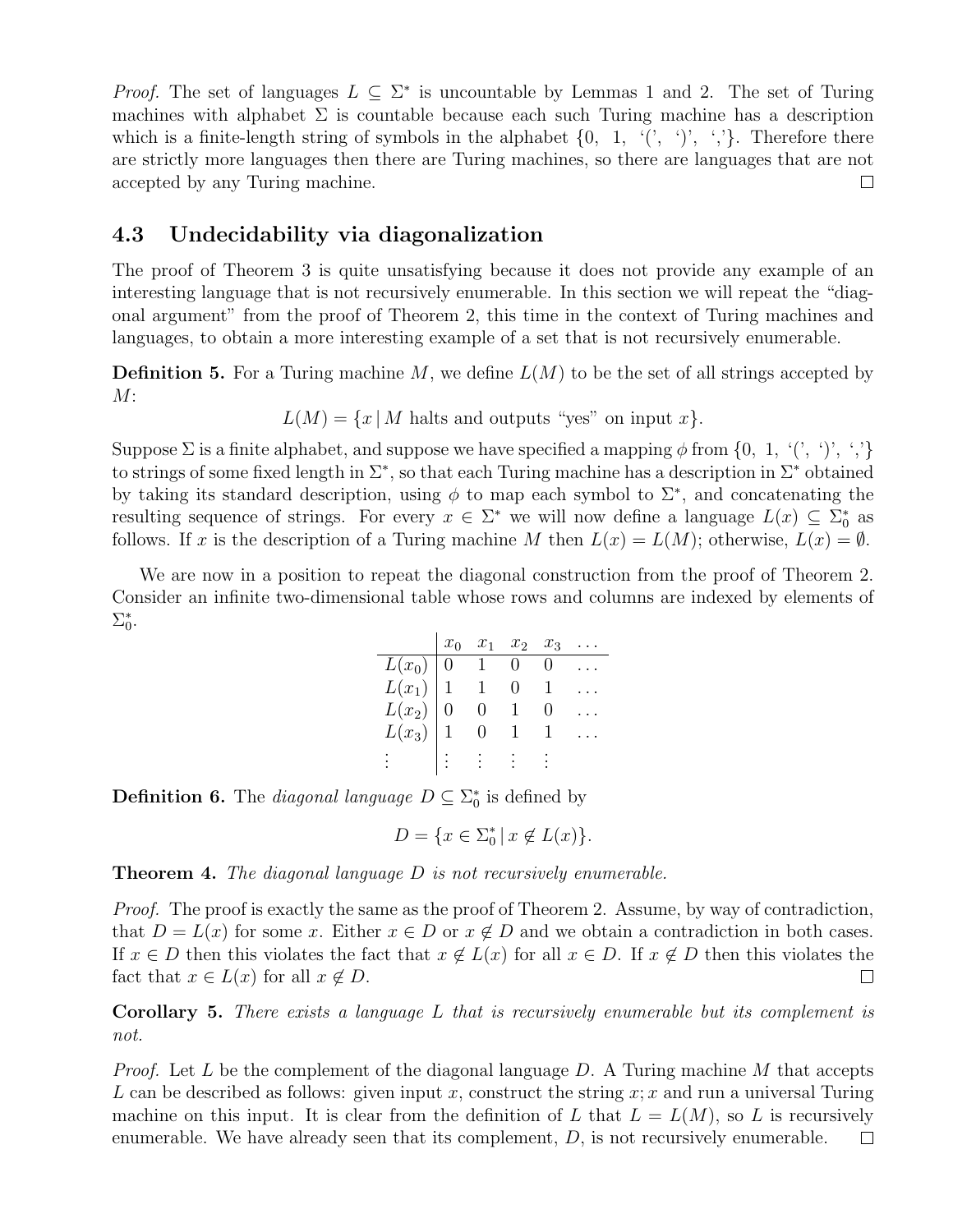*Proof.* The set of languages $L \subseteq \Sigma^*$ is uncountable by Lemmas 1 and 2. The set of Turing machines with alphabet $\Sigma$ is countable because each such Turing machine has a description which is a finite-length string of symbols in the alphabet $\{0,\ 1,\ `(',\ `)',\ `,'\}$. Therefore there are strictly more languages then there are Turing machines, so there are languages that are not accepted by any Turing machine. □

## 4.3 Undecidability via diagonalization

The proof of Theorem 3 is quite unsatisfying because it does not provide any example of an interesting language that is not recursively enumerable. In this section we will repeat the "diagonal argument" from the proof of Theorem 2, this time in the context of Turing machines and languages, to obtain a more interesting example of a set that is not recursively enumerable.

**Definition 5.** For a Turing machine $M$, we define $L(M)$ to be the set of all strings accepted by $M$:

$$L(M) = \{x \mid M \text{ halts and outputs "yes" on input } x\}.$$

Suppose $\Sigma$ is a finite alphabet, and suppose we have specified a mapping $\phi$ from $\{0,\ 1,\ `(',\ `)',\ `,'\}$ to strings of some fixed length in $\Sigma^*$, so that each Turing machine has a description in $\Sigma^*$ obtained by taking its standard description, using $\phi$ to map each symbol to $\Sigma^*$, and concatenating the resulting sequence of strings. For every $x \in \Sigma^*$ we will now define a language $L(x) \subseteq \Sigma_0^*$ as follows. If $x$ is the description of a Turing machine $M$ then $L(x) = L(M)$; otherwise, $L(x) = \emptyset$.

We are now in a position to repeat the diagonal construction from the proof of Theorem 2. Consider an infinite two-dimensional table whose rows and columns are indexed by elements of $\Sigma_0^*$.

| | $x_0$ | $x_1$ | $x_2$ | $x_3$ | $\dots$ |
|---|---|---|---|---|---|
| $L(x_0)$ | 0 | 1 | 0 | 0 | $\dots$ |
| $L(x_1)$ | 1 | 1 | 0 | 1 | $\dots$ |
| $L(x_2)$ | 0 | 0 | 1 | 0 | $\dots$ |
| $L(x_3)$ | 1 | 0 | 1 | 1 | $\dots$ |
| $\vdots$ | $\vdots$ | $\vdots$ | $\vdots$ | $\vdots$ | |

**Definition 6.** The *diagonal language* $D \subseteq \Sigma_0^*$ is defined by

$$D = \{x \in \Sigma_0^* \mid x \notin L(x)\}.$$

**Theorem 4.** *The diagonal language $D$ is not recursively enumerable.*

*Proof.* The proof is exactly the same as the proof of Theorem 2. Assume, by way of contradiction, that $D = L(x)$ for some $x$. Either $x \in D$ or $x \notin D$ and we obtain a contradiction in both cases. If $x \in D$ then this violates the fact that $x \notin L(x)$ for all $x \in D$. If $x \notin D$ then this violates the fact that $x \in L(x)$ for all $x \notin D$. □

**Corollary 5.** *There exists a language $L$ that is recursively enumerable but its complement is not.*

*Proof.* Let $L$ be the complement of the diagonal language $D$. A Turing machine $M$ that accepts $L$ can be described as follows: given input $x$, construct the string $x;x$ and run a universal Turing machine on this input. It is clear from the definition of $L$ that $L = L(M)$, so $L$ is recursively enumerable. We have already seen that its complement, $D$, is not recursively enumerable. □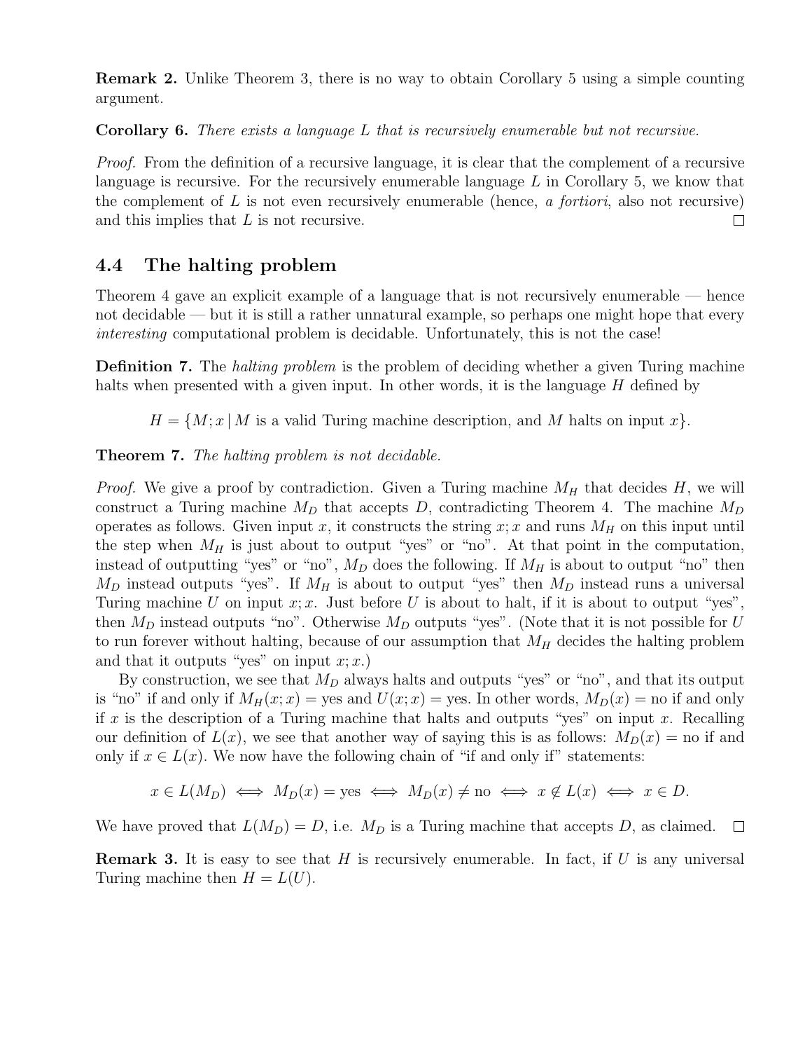**Remark 2.** Unlike Theorem 3, there is no way to obtain Corollary 5 using a simple counting argument.

**Corollary 6.** *There exists a language $L$ that is recursively enumerable but not recursive.*

*Proof.* From the definition of a recursive language, it is clear that the complement of a recursive language is recursive. For the recursively enumerable language $L$ in Corollary 5, we know that the complement of $L$ is not even recursively enumerable (hence, *a fortiori*, also not recursive) and this implies that $L$ is not recursive. □

## 4.4 The halting problem

Theorem 4 gave an explicit example of a language that is not recursively enumerable — hence not decidable — but it is still a rather unnatural example, so perhaps one might hope that every *interesting* computational problem is decidable. Unfortunately, this is not the case!

**Definition 7.** The *halting problem* is the problem of deciding whether a given Turing machine halts when presented with a given input. In other words, it is the language $H$ defined by

$$H = \{M; x \mid M \text{ is a valid Turing machine description, and } M \text{ halts on input } x\}.$$

**Theorem 7.** *The halting problem is not decidable.*

*Proof.* We give a proof by contradiction. Given a Turing machine $M_H$ that decides $H$, we will construct a Turing machine $M_D$ that accepts $D$, contradicting Theorem 4. The machine $M_D$ operates as follows. Given input $x$, it constructs the string $x; x$ and runs $M_H$ on this input until the step when $M_H$ is just about to output "yes" or "no". At that point in the computation, instead of outputting "yes" or "no", $M_D$ does the following. If $M_H$ is about to output "no" then $M_D$ instead outputs "yes". If $M_H$ is about to output "yes" then $M_D$ instead runs a universal Turing machine $U$ on input $x; x$. Just before $U$ is about to halt, if it is about to output "yes", then $M_D$ instead outputs "no". Otherwise $M_D$ outputs "yes". (Note that it is not possible for $U$ to run forever without halting, because of our assumption that $M_H$ decides the halting problem and that it outputs "yes" on input $x; x$.)

By construction, we see that $M_D$ always halts and outputs "yes" or "no", and that its output is "no" if and only if $M_H(x; x) = \text{yes}$ and $U(x; x) = \text{yes}$. In other words, $M_D(x) = \text{no}$ if and only if $x$ is the description of a Turing machine that halts and outputs "yes" on input $x$. Recalling our definition of $L(x)$, we see that another way of saying this is as follows: $M_D(x) = \text{no}$ if and only if $x \in L(x)$. We now have the following chain of "if and only if" statements:

$$x \in L(M_D) \iff M_D(x) = \text{yes} \iff M_D(x) \neq \text{no} \iff x \notin L(x) \iff x \in D.$$

We have proved that $L(M_D) = D$, i.e. $M_D$ is a Turing machine that accepts $D$, as claimed. □

**Remark 3.** It is easy to see that $H$ is recursively enumerable. In fact, if $U$ is any universal Turing machine then $H = L(U)$.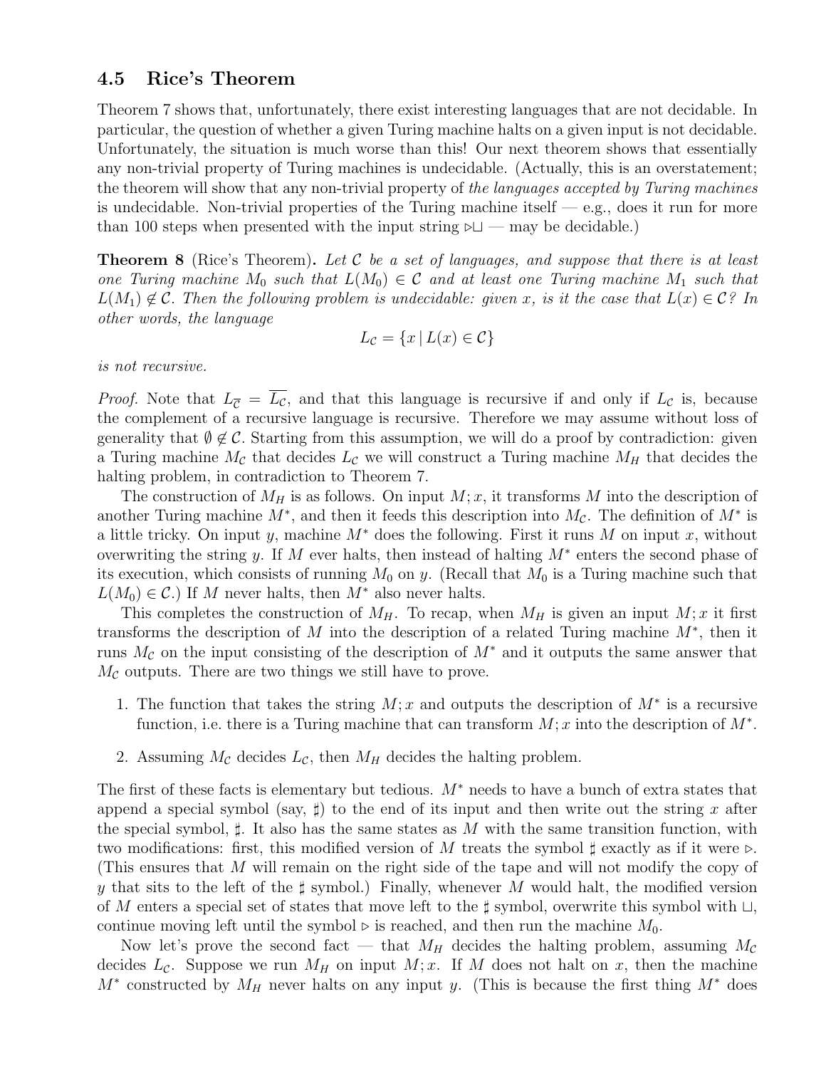## 4.5 Rice's Theorem

Theorem 7 shows that, unfortunately, there exist interesting languages that are not decidable. In particular, the question of whether a given Turing machine halts on a given input is not decidable. Unfortunately, the situation is much worse than this! Our next theorem shows that essentially any non-trivial property of Turing machines is undecidable. (Actually, this is an overstatement; the theorem will show that any non-trivial property of *the languages accepted by Turing machines* is undecidable. Non-trivial properties of the Turing machine itself — e.g., does it run for more than 100 steps when presented with the input string $\triangleright\sqcup$ — may be decidable.)

**Theorem 8** (Rice's Theorem)**.** *Let $\mathcal{C}$ be a set of languages, and suppose that there is at least one Turing machine $M_0$ such that $L(M_0) \in \mathcal{C}$ and at least one Turing machine $M_1$ such that $L(M_1) \notin \mathcal{C}$. Then the following problem is undecidable: given $x$, is it the case that $L(x) \in \mathcal{C}$? In other words, the language*

$$L_{\mathcal{C}} = \{x \mid L(x) \in \mathcal{C}\}$$

*is not recursive.*

*Proof.* Note that $L_{\overline{\mathcal{C}}} = \overline{L_{\mathcal{C}}}$, and that this language is recursive if and only if $L_{\mathcal{C}}$ is, because the complement of a recursive language is recursive. Therefore we may assume without loss of generality that $\emptyset \notin \mathcal{C}$. Starting from this assumption, we will do a proof by contradiction: given a Turing machine $M_{\mathcal{C}}$ that decides $L_{\mathcal{C}}$ we will construct a Turing machine $M_H$ that decides the halting problem, in contradiction to Theorem 7.

The construction of $M_H$ is as follows. On input $M; x$, it transforms $M$ into the description of another Turing machine $M^*$, and then it feeds this description into $M_{\mathcal{C}}$. The definition of $M^*$ is a little tricky. On input $y$, machine $M^*$ does the following. First it runs $M$ on input $x$, without overwriting the string $y$. If $M$ ever halts, then instead of halting $M^*$ enters the second phase of its execution, which consists of running $M_0$ on $y$. (Recall that $M_0$ is a Turing machine such that $L(M_0) \in \mathcal{C}$.) If $M$ never halts, then $M^*$ also never halts.

This completes the construction of $M_H$. To recap, when $M_H$ is given an input $M; x$ it first transforms the description of $M$ into the description of a related Turing machine $M^*$, then it runs $M_{\mathcal{C}}$ on the input consisting of the description of $M^*$ and it outputs the same answer that $M_{\mathcal{C}}$ outputs. There are two things we still have to prove.

1. The function that takes the string $M; x$ and outputs the description of $M^*$ is a recursive function, i.e. there is a Turing machine that can transform $M; x$ into the description of $M^*$.
2. Assuming $M_{\mathcal{C}}$ decides $L_{\mathcal{C}}$, then $M_H$ decides the halting problem.

The first of these facts is elementary but tedious. $M^*$ needs to have a bunch of extra states that append a special symbol (say, $\sharp$) to the end of its input and then write out the string $x$ after the special symbol, $\sharp$. It also has the same states as $M$ with the same transition function, with two modifications: first, this modified version of $M$ treats the symbol $\sharp$ exactly as if it were $\triangleright$. (This ensures that $M$ will remain on the right side of the tape and will not modify the copy of $y$ that sits to the left of the $\sharp$ symbol.) Finally, whenever $M$ would halt, the modified version of $M$ enters a special set of states that move left to the $\sharp$ symbol, overwrite this symbol with $\sqcup$, continue moving left until the symbol $\triangleright$ is reached, and then run the machine $M_0$.

Now let's prove the second fact — that $M_H$ decides the halting problem, assuming $M_{\mathcal{C}}$ decides $L_{\mathcal{C}}$. Suppose we run $M_H$ on input $M; x$. If $M$ does not halt on $x$, then the machine $M^*$ constructed by $M_H$ never halts on any input $y$. (This is because the first thing $M^*$ does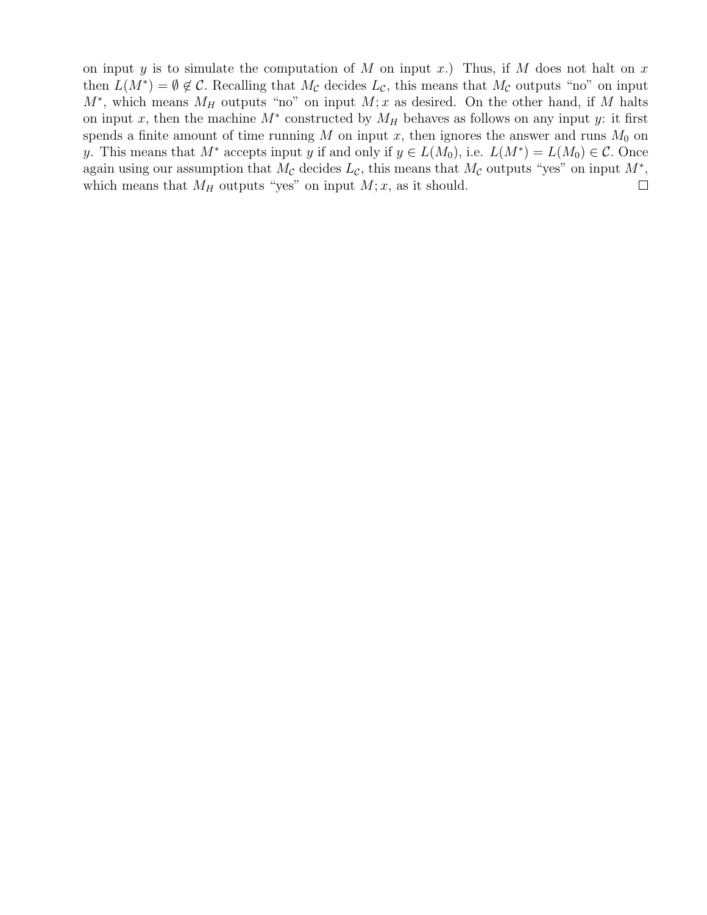on input $y$ is to simulate the computation of $M$ on input $x$.) Thus, if $M$ does not halt on $x$ then $L(M^*) = \emptyset \notin \mathcal{C}$. Recalling that $M_{\mathcal{C}}$ decides $L_{\mathcal{C}}$, this means that $M_{\mathcal{C}}$ outputs "no" on input $M^*$, which means $M_H$ outputs "no" on input $M; x$ as desired. On the other hand, if $M$ halts on input $x$, then the machine $M^*$ constructed by $M_H$ behaves as follows on any input $y$: it first spends a finite amount of time running $M$ on input $x$, then ignores the answer and runs $M_0$ on $y$. This means that $M^*$ accepts input $y$ if and only if $y \in L(M_0)$, i.e. $L(M^*) = L(M_0) \in \mathcal{C}$. Once again using our assumption that $M_{\mathcal{C}}$ decides $L_{\mathcal{C}}$, this means that $M_{\mathcal{C}}$ outputs "yes" on input $M^*$, which means that $M_H$ outputs "yes" on input $M; x$, as it should. $\square$